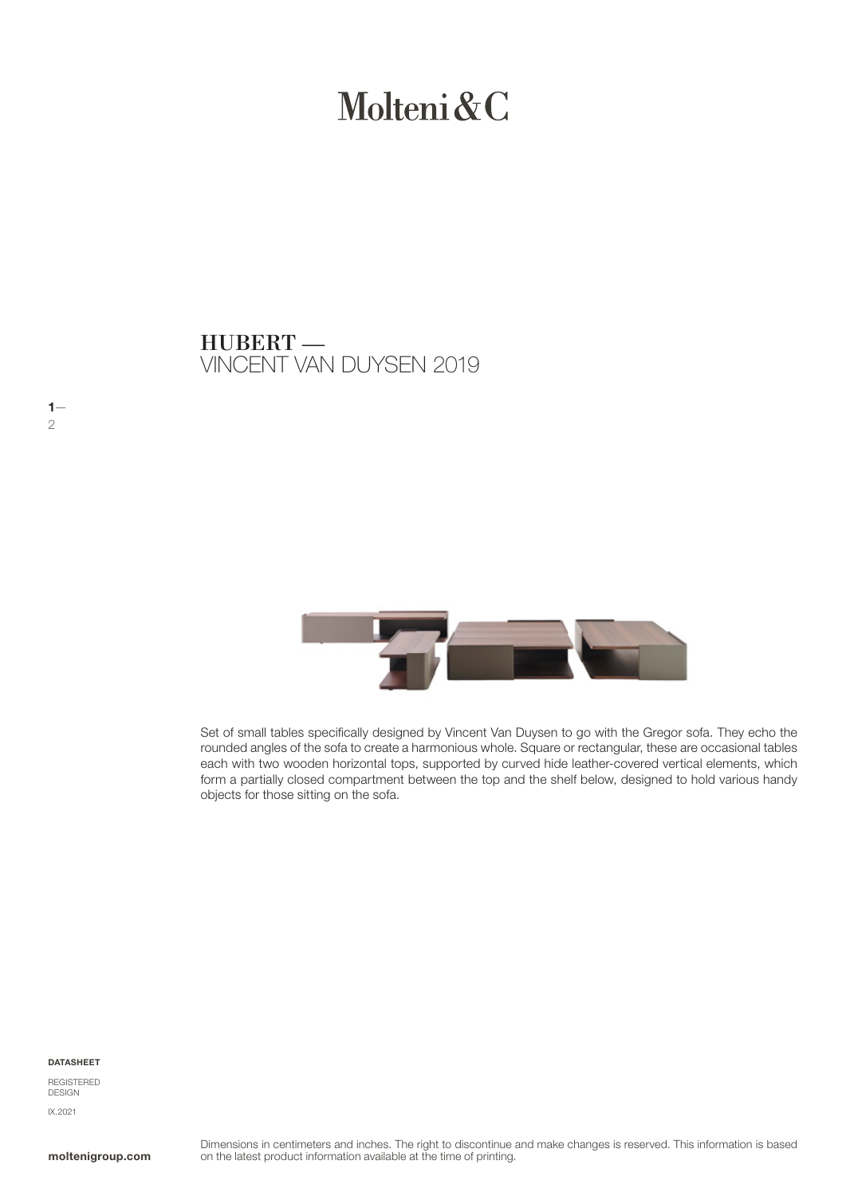# Molteni&C

## HUBERT —
VINCENT VAN DUYSEN 2019

Set of small tables specifically designed by Vincent Van Duysen to go with the Gregor sofa. They echo the rounded angles of the sofa to create a harmonious whole. Square or rectangular, these are occasional tables each with two wooden horizontal tops, supported by curved hide leather-covered vertical elements, which form a partially closed compartment between the top and the shelf below, designed to hold various handy objects for those sitting on the sofa.

**DATASHEET**

REGISTERED DESIGN

IX.2021

**moltenigroup.com**

Dimensions in centimeters and inches. The right to discontinue and make changes is reserved. This information is based on the latest product information available at the time of printing.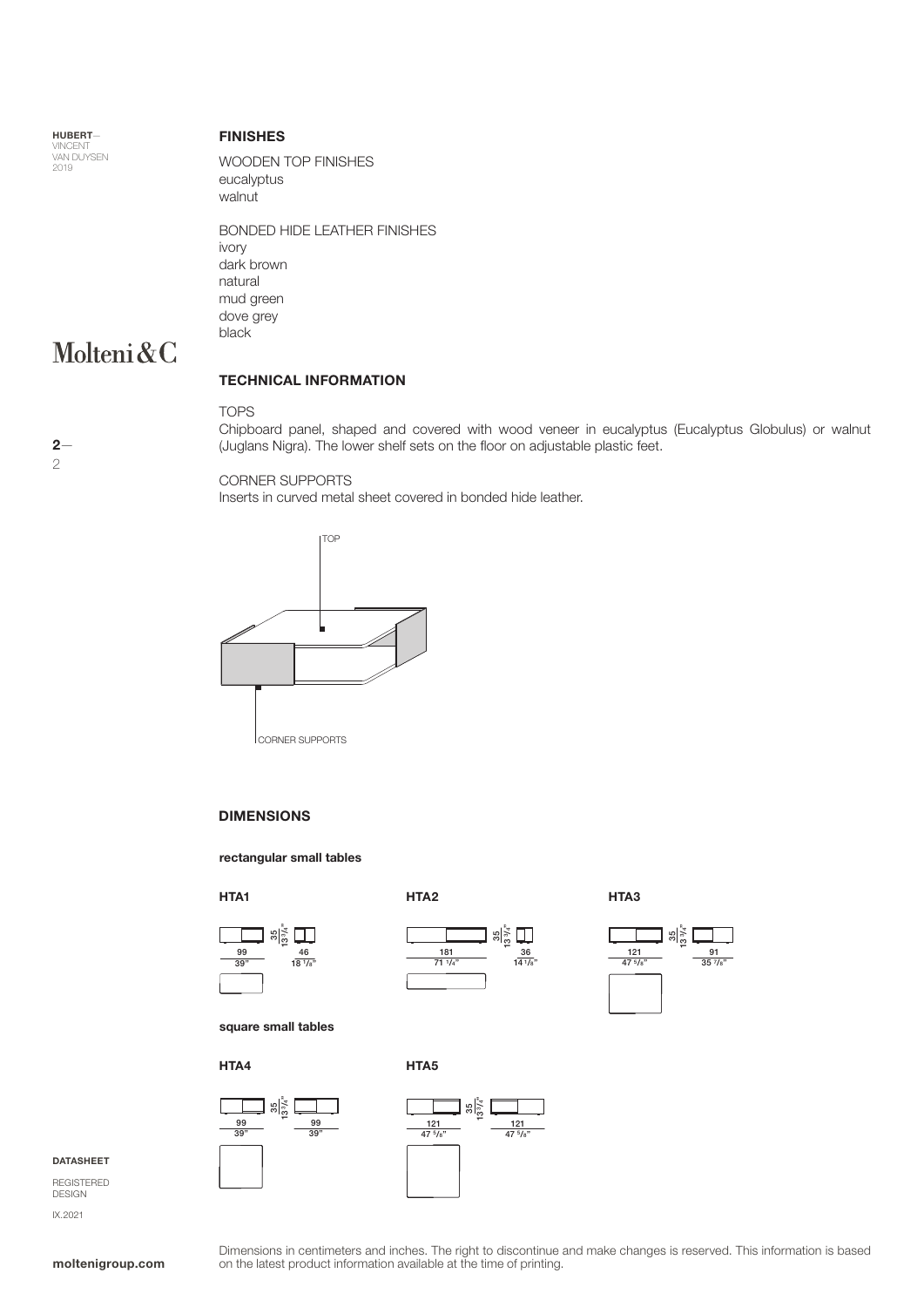**HUBERT**—
VINCENT
VAN DUYSEN
2019

Molteni&C

## FINISHES

WOODEN TOP FINISHES
eucalyptus
walnut

BONDED HIDE LEATHER FINISHES
ivory
dark brown
natural
mud green
dove grey
black

## TECHNICAL INFORMATION

TOPS
Chipboard panel, shaped and covered with wood veneer in eucalyptus (Eucalyptus Globulus) or walnut (Juglans Nigra). The lower shelf sets on the floor on adjustable plastic feet.

CORNER SUPPORTS
Inserts in curved metal sheet covered in bonded hide leather.

TOP

CORNER SUPPORTS

## DIMENSIONS

**rectangular small tables**

**HTA1**

35
13 3/4"
99
39"
46
18 1/8"

**HTA2**

35
13 3/4"
181
71 1/4"
36
14 1/8"

**HTA3**

35
13 3/4"
121
47 5/8"
91
35 7/8"

**square small tables**

**HTA4**

35
13 3/4"
99
39"
99
39"

**HTA5**

35
13 3/4"
121
47 5/8"
121
47 5/8"

**DATASHEET**

REGISTERED DESIGN

IX.2021

**moltenigroup.com**

Dimensions in centimeters and inches. The right to discontinue and make changes is reserved. This information is based on the latest product information available at the time of printing.